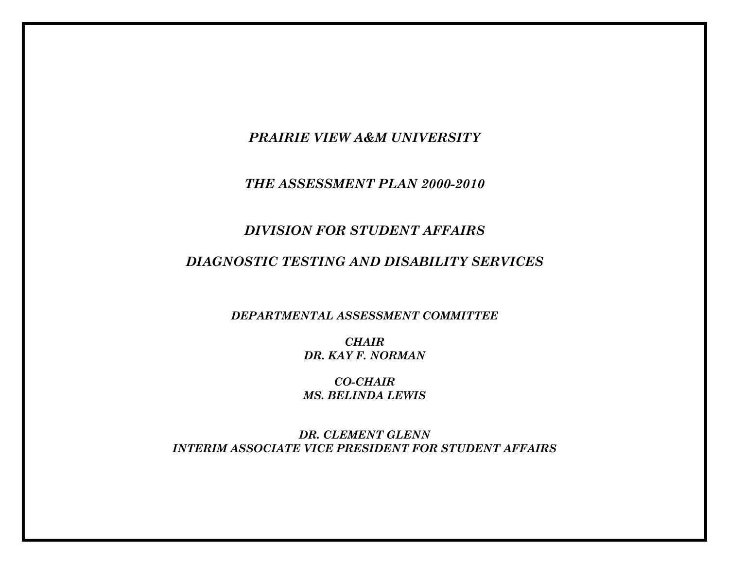# *PRAIRIE VIEW A&M UNIVERSITY*

## *THE ASSESSMENT PLAN 2000-2010*

## *DIVISION FOR STUDENT AFFAIRS*

## *DIAGNOSTIC TESTING AND DISABILITY SERVICES*

***DEPARTMENTAL ASSESSMENT COMMITTEE***

***CHAIR***
***DR. KAY F. NORMAN***

***CO-CHAIR***
***MS. BELINDA LEWIS***

***DR. CLEMENT GLENN***
***INTERIM ASSOCIATE VICE PRESIDENT FOR STUDENT AFFAIRS***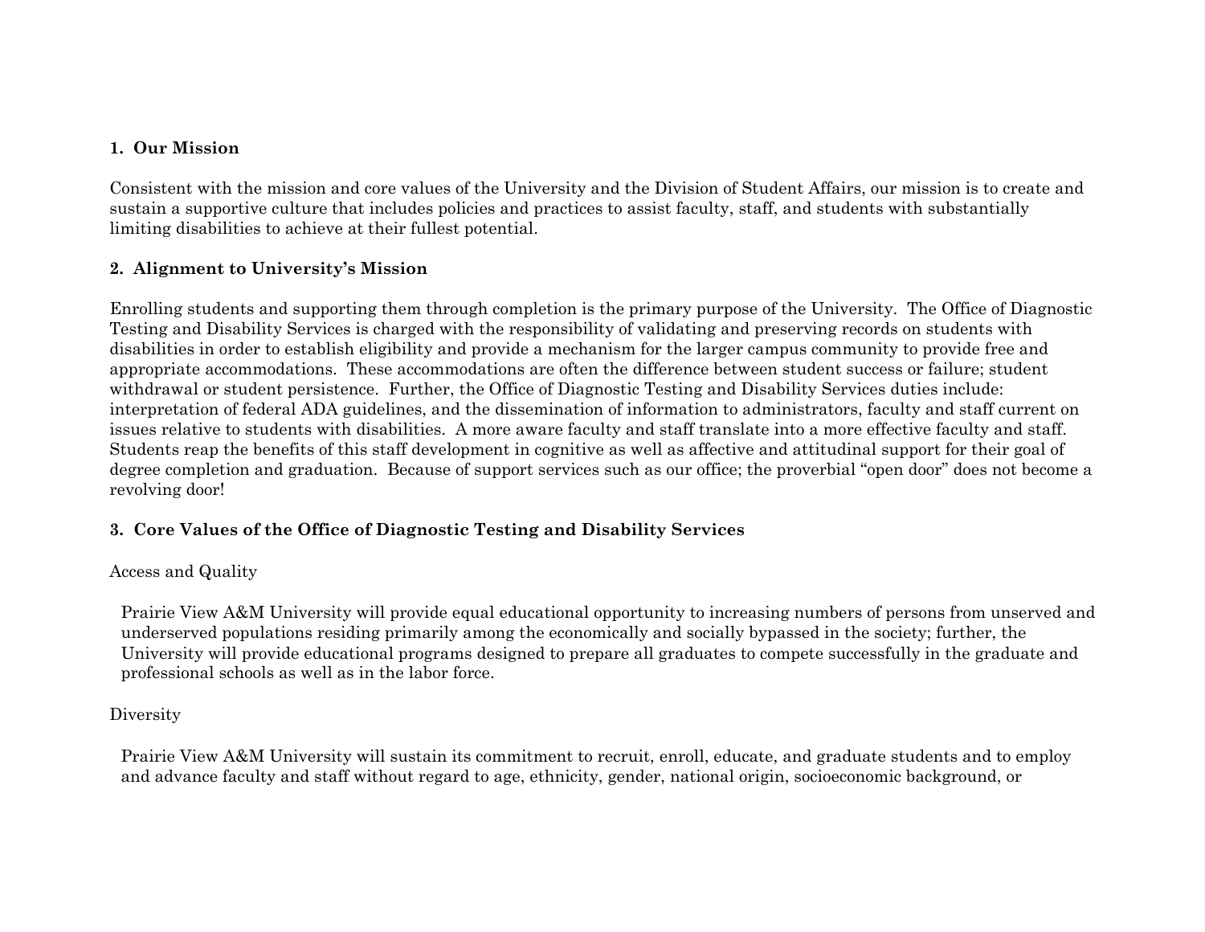## 1. Our Mission

Consistent with the mission and core values of the University and the Division of Student Affairs, our mission is to create and sustain a supportive culture that includes policies and practices to assist faculty, staff, and students with substantially limiting disabilities to achieve at their fullest potential.

## 2. Alignment to University's Mission

Enrolling students and supporting them through completion is the primary purpose of the University. The Office of Diagnostic Testing and Disability Services is charged with the responsibility of validating and preserving records on students with disabilities in order to establish eligibility and provide a mechanism for the larger campus community to provide free and appropriate accommodations. These accommodations are often the difference between student success or failure; student withdrawal or student persistence. Further, the Office of Diagnostic Testing and Disability Services duties include: interpretation of federal ADA guidelines, and the dissemination of information to administrators, faculty and staff current on issues relative to students with disabilities. A more aware faculty and staff translate into a more effective faculty and staff. Students reap the benefits of this staff development in cognitive as well as affective and attitudinal support for their goal of degree completion and graduation. Because of support services such as our office; the proverbial "open door" does not become a revolving door!

## 3. Core Values of the Office of Diagnostic Testing and Disability Services

Access and Quality

Prairie View A&M University will provide equal educational opportunity to increasing numbers of persons from unserved and underserved populations residing primarily among the economically and socially bypassed in the society; further, the University will provide educational programs designed to prepare all graduates to compete successfully in the graduate and professional schools as well as in the labor force.

Diversity

Prairie View A&M University will sustain its commitment to recruit, enroll, educate, and graduate students and to employ and advance faculty and staff without regard to age, ethnicity, gender, national origin, socioeconomic background, or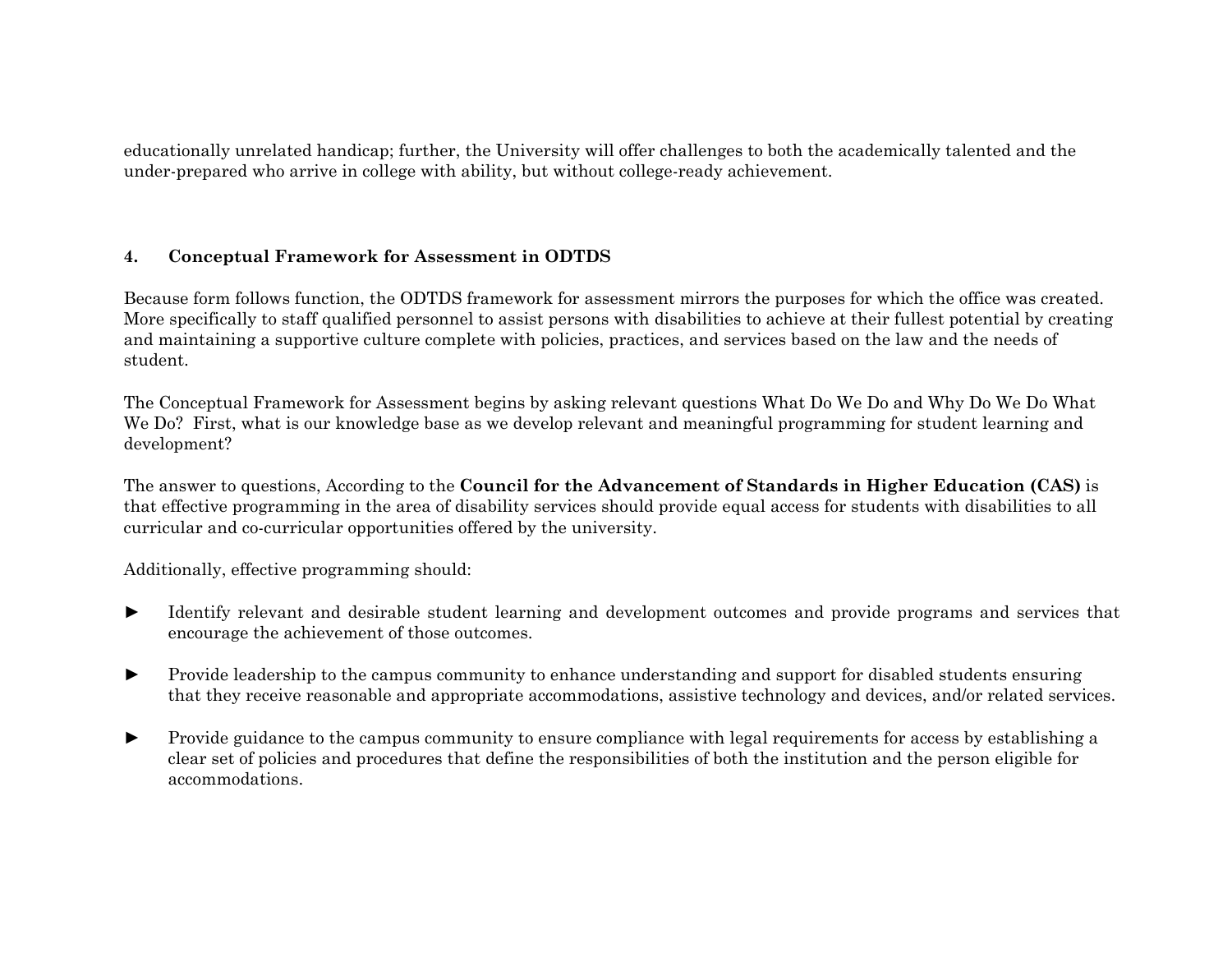educationally unrelated handicap; further, the University will offer challenges to both the academically talented and the under-prepared who arrive in college with ability, but without college-ready achievement.

## 4. Conceptual Framework for Assessment in ODTDS

Because form follows function, the ODTDS framework for assessment mirrors the purposes for which the office was created. More specifically to staff qualified personnel to assist persons with disabilities to achieve at their fullest potential by creating and maintaining a supportive culture complete with policies, practices, and services based on the law and the needs of student.

The Conceptual Framework for Assessment begins by asking relevant questions What Do We Do and Why Do We Do What We Do? First, what is our knowledge base as we develop relevant and meaningful programming for student learning and development?

The answer to questions, According to the **Council for the Advancement of Standards in Higher Education (CAS)** is that effective programming in the area of disability services should provide equal access for students with disabilities to all curricular and co-curricular opportunities offered by the university.

Additionally, effective programming should:

- Identify relevant and desirable student learning and development outcomes and provide programs and services that encourage the achievement of those outcomes.
- Provide leadership to the campus community to enhance understanding and support for disabled students ensuring that they receive reasonable and appropriate accommodations, assistive technology and devices, and/or related services.
- Provide guidance to the campus community to ensure compliance with legal requirements for access by establishing a clear set of policies and procedures that define the responsibilities of both the institution and the person eligible for accommodations.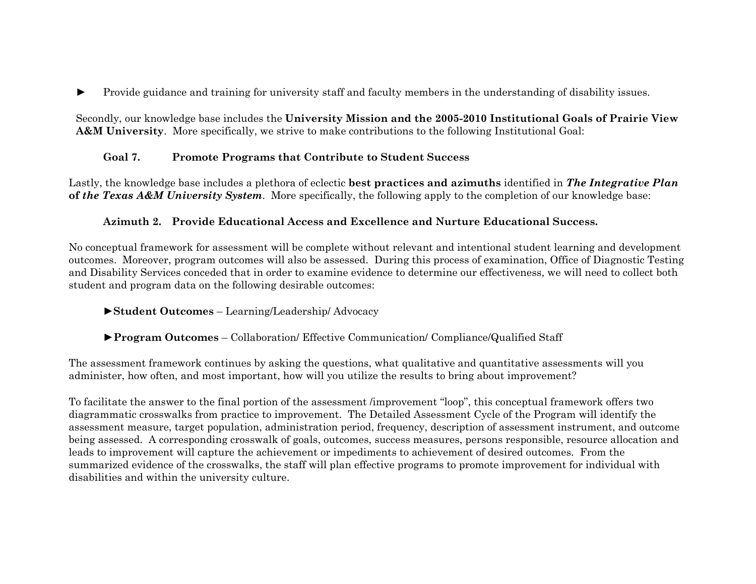► Provide guidance and training for university staff and faculty members in the understanding of disability issues.

Secondly, our knowledge base includes the **University Mission and the 2005-2010 Institutional Goals of Prairie View A&M University**. More specifically, we strive to make contributions to the following Institutional Goal:

**Goal 7. Promote Programs that Contribute to Student Success**

Lastly, the knowledge base includes a plethora of eclectic **best practices and azimuths** identified in ***The Integrative Plan of the Texas A&M University System***. More specifically, the following apply to the completion of our knowledge base:

**Azimuth 2. Provide Educational Access and Excellence and Nurture Educational Success.**

No conceptual framework for assessment will be complete without relevant and intentional student learning and development outcomes. Moreover, program outcomes will also be assessed. During this process of examination, Office of Diagnostic Testing and Disability Services conceded that in order to examine evidence to determine our effectiveness, we will need to collect both student and program data on the following desirable outcomes:

►**Student Outcomes** – Learning/Leadership/ Advocacy

►**Program Outcomes** – Collaboration/ Effective Communication/ Compliance/Qualified Staff

The assessment framework continues by asking the questions, what qualitative and quantitative assessments will you administer, how often, and most important, how will you utilize the results to bring about improvement?

To facilitate the answer to the final portion of the assessment /improvement "loop", this conceptual framework offers two diagrammatic crosswalks from practice to improvement. The Detailed Assessment Cycle of the Program will identify the assessment measure, target population, administration period, frequency, description of assessment instrument, and outcome being assessed. A corresponding crosswalk of goals, outcomes, success measures, persons responsible, resource allocation and leads to improvement will capture the achievement or impediments to achievement of desired outcomes. From the summarized evidence of the crosswalks, the staff will plan effective programs to promote improvement for individual with disabilities and within the university culture.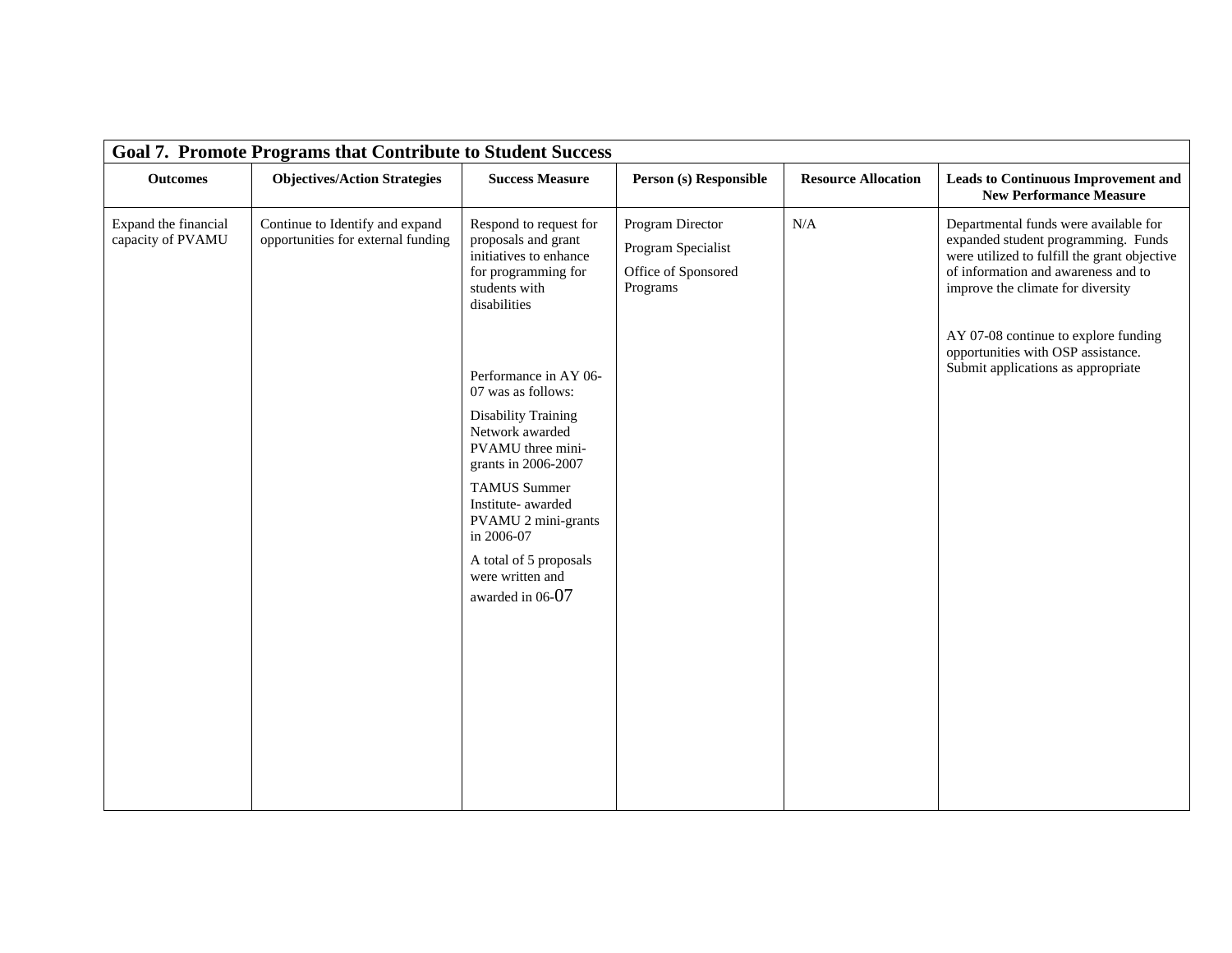| Goal 7. Promote Programs that Contribute to Student Success | | | | | |
|---|---|---|---|---|---|
| **Outcomes** | **Objectives/Action Strategies** | **Success Measure** | **Person (s) Responsible** | **Resource Allocation** | **Leads to Continuous Improvement and New Performance Measure** |
| Expand the financial capacity of PVAMU | Continue to Identify and expand opportunities for external funding | Respond to request for proposals and grant initiatives to enhance for programming for students with disabilities<br><br>Performance in AY 06-07 was as follows:<br><br>Disability Training Network awarded PVAMU three mini-grants in 2006-2007<br><br>TAMUS Summer Institute- awarded PVAMU 2 mini-grants in 2006-07<br><br>A total of 5 proposals were written and awarded in 06-07 | Program Director<br><br>Program Specialist<br><br>Office of Sponsored Programs | N/A | Departmental funds were available for expanded student programming. Funds were utilized to fulfill the grant objective of information and awareness and to improve the climate for diversity<br><br>AY 07-08 continue to explore funding opportunities with OSP assistance. Submit applications as appropriate |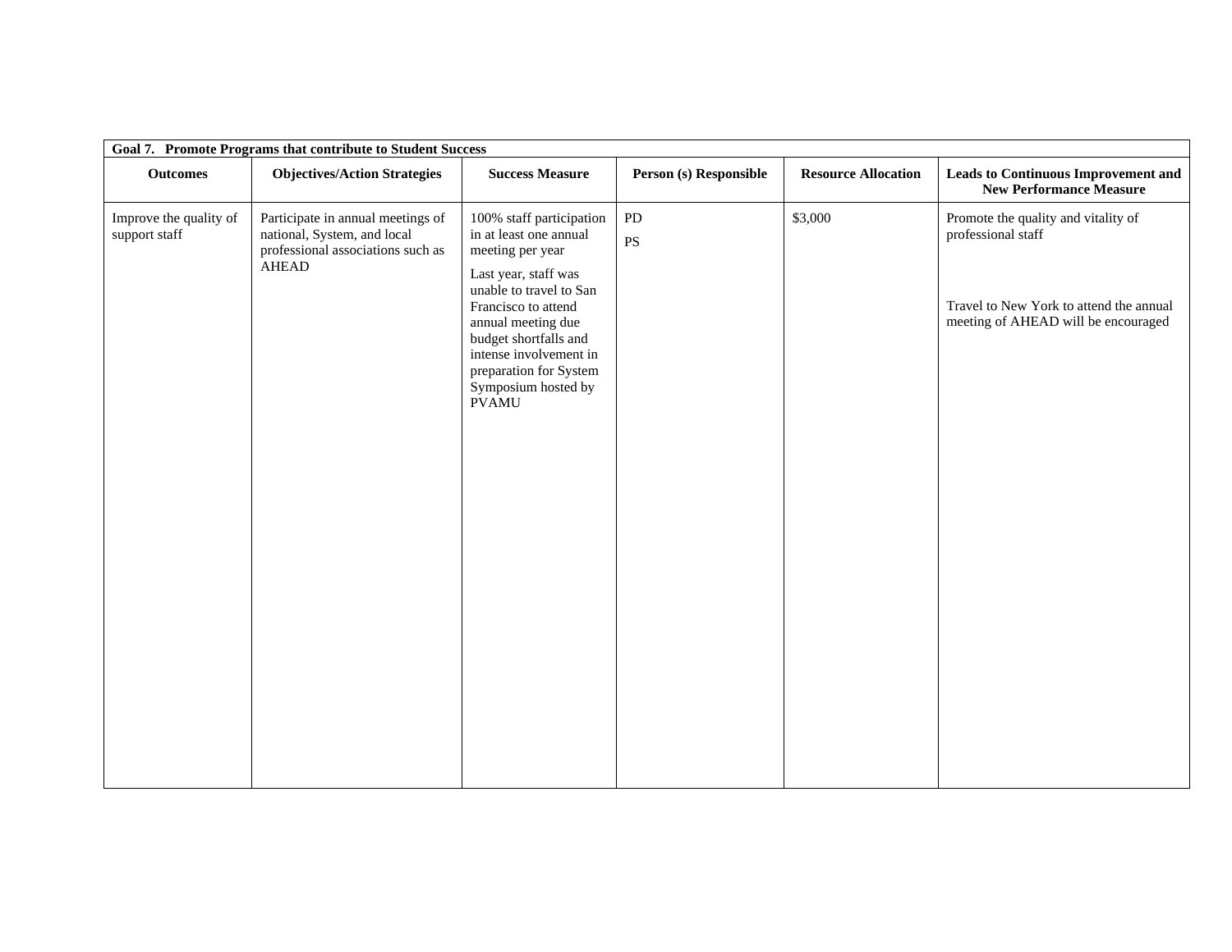| **Goal 7. Promote Programs that contribute to Student Success** | | | | | |
|---|---|---|---|---|---|
| **Outcomes** | **Objectives/Action Strategies** | **Success Measure** | **Person (s) Responsible** | **Resource Allocation** | **Leads to Continuous Improvement and New Performance Measure** |
| Improve the quality of support staff | Participate in annual meetings of national, System, and local professional associations such as AHEAD | 100% staff participation in at least one annual meeting per year<br><br>Last year, staff was unable to travel to San Francisco to attend annual meeting due budget shortfalls and intense involvement in preparation for System Symposium hosted by PVAMU | PD<br><br>PS | $3,000 | Promote the quality and vitality of professional staff<br><br>Travel to New York to attend the annual meeting of AHEAD will be encouraged |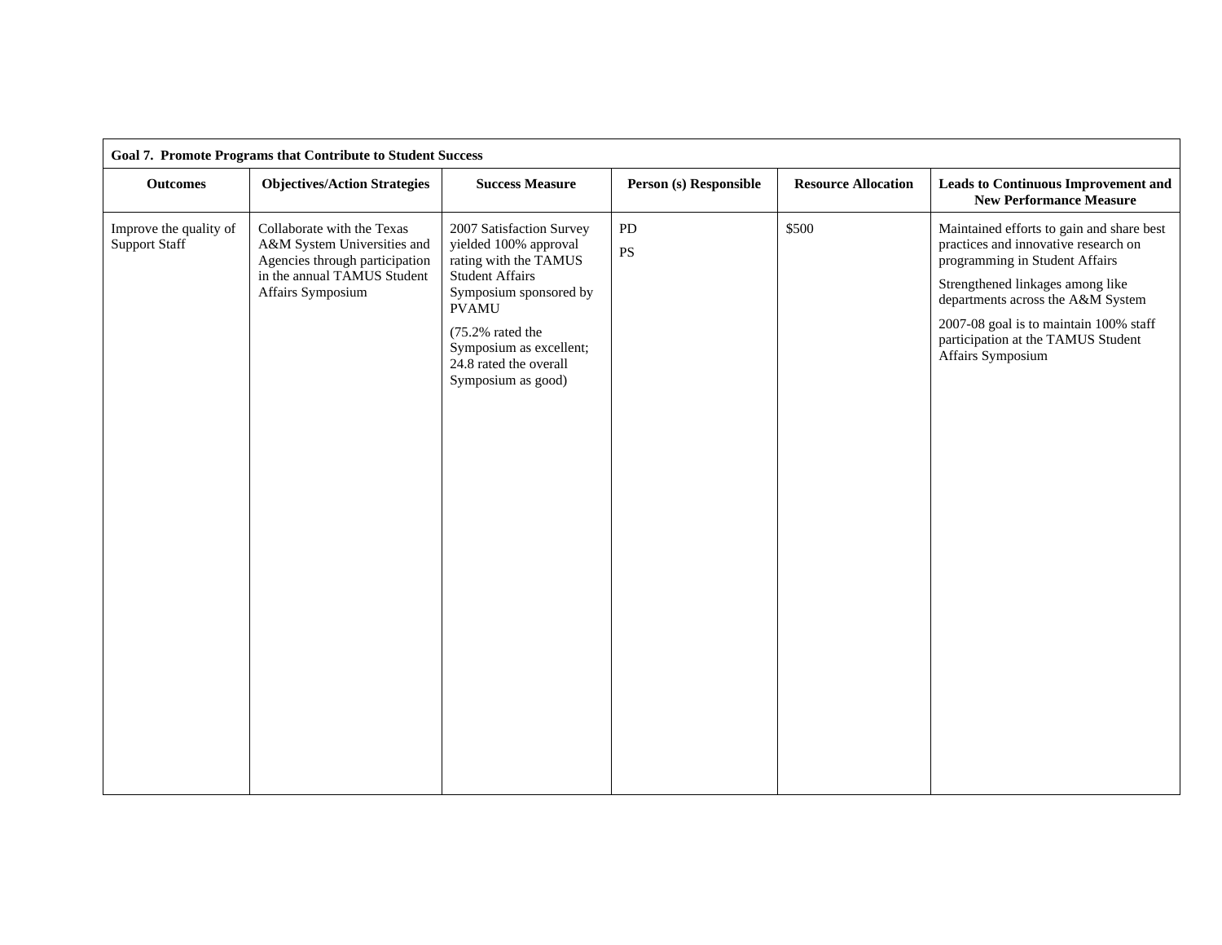| Goal 7. Promote Programs that Contribute to Student Success | | | | | |
|---|---|---|---|---|---|
| **Outcomes** | **Objectives/Action Strategies** | **Success Measure** | **Person (s) Responsible** | **Resource Allocation** | **Leads to Continuous Improvement and New Performance Measure** |
| Improve the quality of Support Staff | Collaborate with the Texas A&M System Universities and Agencies through participation in the annual TAMUS Student Affairs Symposium | 2007 Satisfaction Survey yielded 100% approval rating with the TAMUS Student Affairs Symposium sponsored by PVAMU<br><br>(75.2% rated the Symposium as excellent; 24.8 rated the overall Symposium as good) | PD<br><br>PS | $500 | Maintained efforts to gain and share best practices and innovative research on programming in Student Affairs<br><br>Strengthened linkages among like departments across the A&M System<br><br>2007-08 goal is to maintain 100% staff participation at the TAMUS Student Affairs Symposium |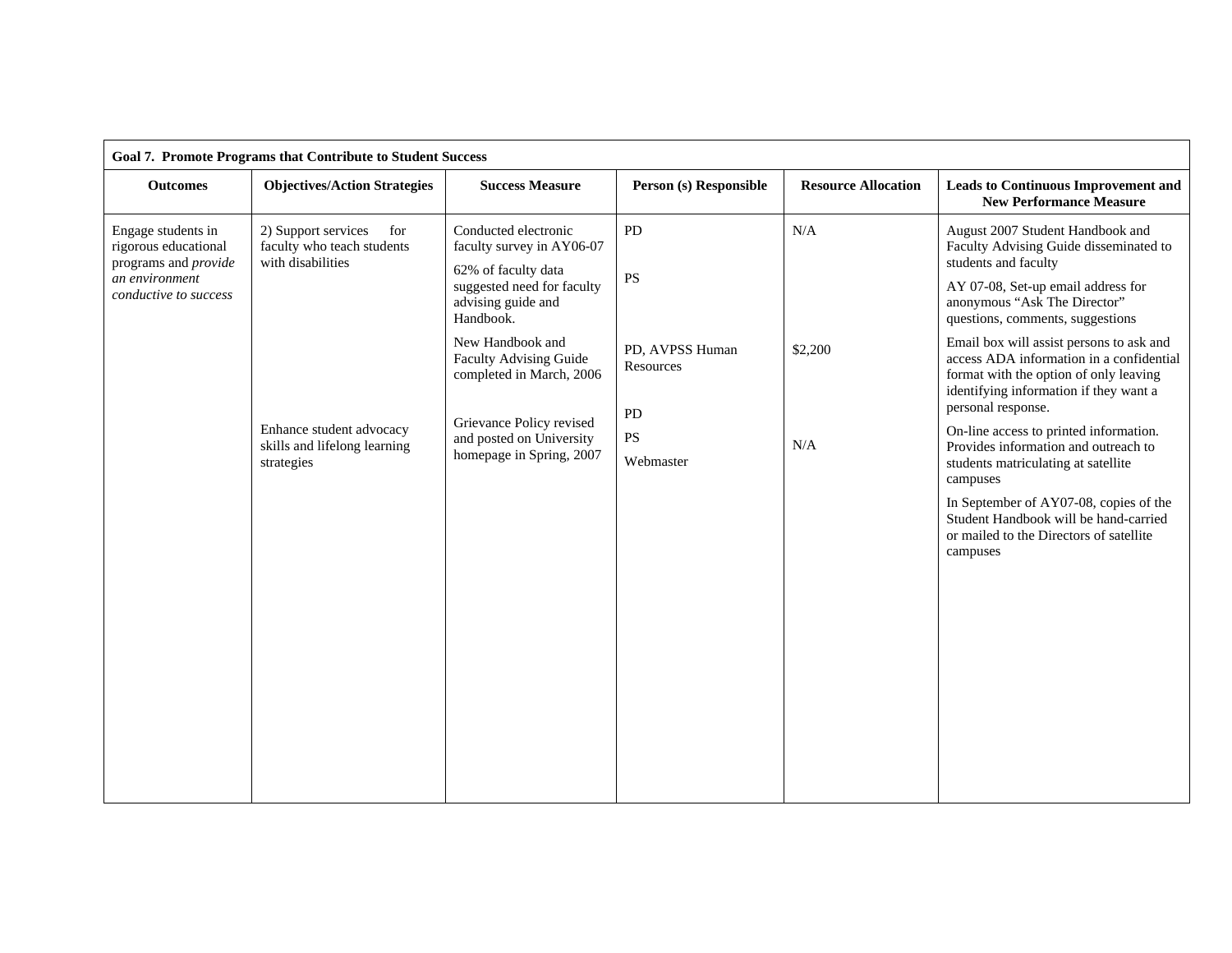| **Goal 7. Promote Programs that Contribute to Student Success** | | | | | |
|---|---|---|---|---|---|
| **Outcomes** | **Objectives/Action Strategies** | **Success Measure** | **Person (s) Responsible** | **Resource Allocation** | **Leads to Continuous Improvement and New Performance Measure** |
| Engage students in rigorous educational programs and *provide an environment conductive to success* | 2) Support services for faculty who teach students with disabilities | Conducted electronic faculty survey in AY06-07<br><br>62% of faculty data suggested need for faculty advising guide and Handbook. | PD<br><br>PS | N/A | August 2007 Student Handbook and Faculty Advising Guide disseminated to students and faculty<br><br>AY 07-08, Set-up email address for anonymous "Ask The Director" questions, comments, suggestions |
| | | New Handbook and Faculty Advising Guide completed in March, 2006 | PD, AVPSS Human Resources | $2,200 | Email box will assist persons to ask and access ADA information in a confidential format with the option of only leaving identifying information if they want a personal response. |
| | Enhance student advocacy skills and lifelong learning strategies | Grievance Policy revised and posted on University homepage in Spring, 2007 | PD<br><br>PS<br><br>Webmaster | N/A | On-line access to printed information. Provides information and outreach to students matriculating at satellite campuses<br><br>In September of AY07-08, copies of the Student Handbook will be hand-carried or mailed to the Directors of satellite campuses |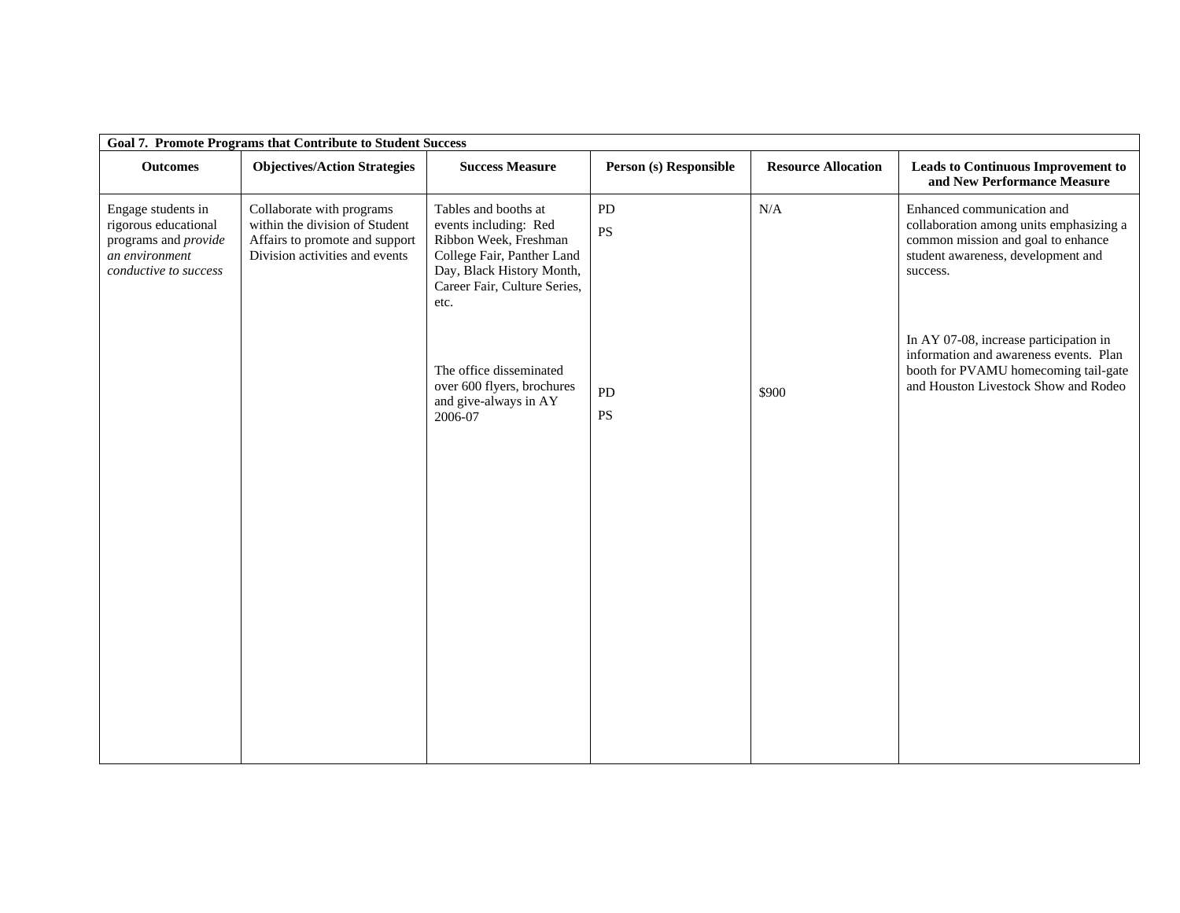| **Goal 7. Promote Programs that Contribute to Student Success** | | | | | |
|---|---|---|---|---|---|
| **Outcomes** | **Objectives/Action Strategies** | **Success Measure** | **Person (s) Responsible** | **Resource Allocation** | **Leads to Continuous Improvement to and New Performance Measure** |
| Engage students in rigorous educational programs and *provide an environment conductive to success* | Collaborate with programs within the division of Student Affairs to promote and support Division activities and events | Tables and booths at events including: Red Ribbon Week, Freshman College Fair, Panther Land Day, Black History Month, Career Fair, Culture Series, etc. | PD<br>PS | N/A | Enhanced communication and collaboration among units emphasizing a common mission and goal to enhance student awareness, development and success. |
| | | The office disseminated over 600 flyers, brochures and give-always in AY 2006-07 | PD<br>PS | $900 | In AY 07-08, increase participation in information and awareness events. Plan booth for PVAMU homecoming tail-gate and Houston Livestock Show and Rodeo |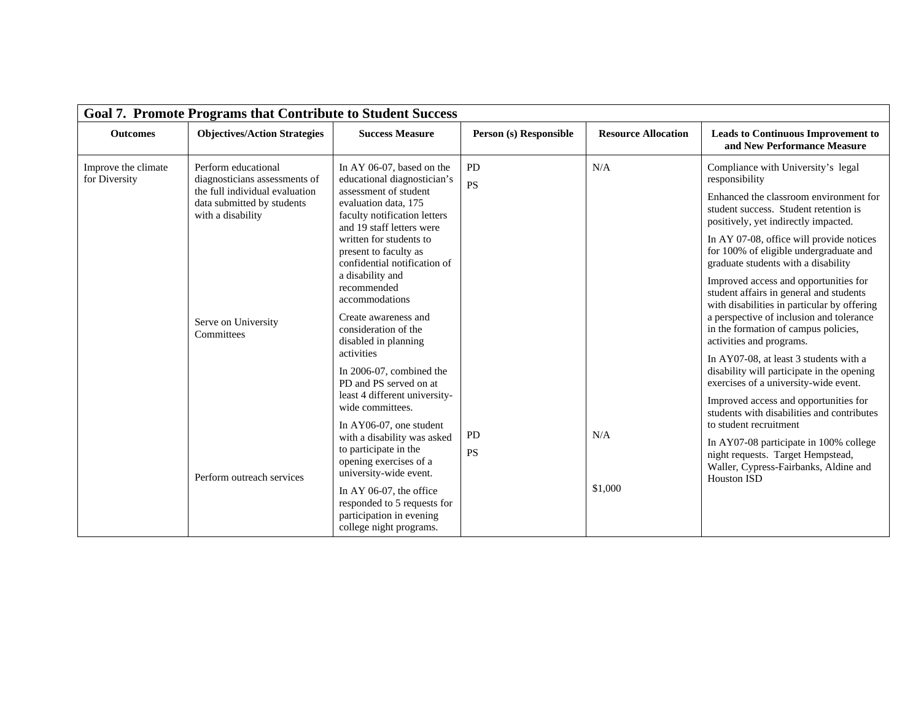**Goal 7. Promote Programs that Contribute to Student Success**

| Outcomes | Objectives/Action Strategies | Success Measure | Person (s) Responsible | Resource Allocation | Leads to Continuous Improvement to and New Performance Measure |
|---|---|---|---|---|---|
| Improve the climate for Diversity | Perform educational diagnosticians assessments of the full individual evaluation data submitted by students with a disability | In AY 06-07, based on the educational diagnostician's assessment of student evaluation data, 175 faculty notification letters and 19 staff letters were written for students to present to faculty as confidential notification of a disability and recommended accommodations | PD<br>PS | N/A | Compliance with University's legal responsibility<br>Enhanced the classroom environment for student success. Student retention is positively, yet indirectly impacted.<br>In AY 07-08, office will provide notices for 100% of eligible undergraduate and graduate students with a disability |
| | Serve on University Committees | Create awareness and consideration of the disabled in planning activities<br>In 2006-07, combined the PD and PS served on at least 4 different university-wide committees.<br>In AY06-07, one student with a disability was asked to participate in the opening exercises of a university-wide event. | | | Improved access and opportunities for student affairs in general and students with disabilities in particular by offering a perspective of inclusion and tolerance in the formation of campus policies, activities and programs.<br>In AY07-08, at least 3 students with a disability will participate in the opening exercises of a university-wide event. |
| | Perform outreach services | In AY 06-07, the office responded to 5 requests for participation in evening college night programs. | PD<br>PS | N/A<br>$1,000 | Improved access and opportunities for students with disabilities and contributes to student recruitment<br>In AY07-08 participate in 100% college night requests. Target Hempstead, Waller, Cypress-Fairbanks, Aldine and Houston ISD |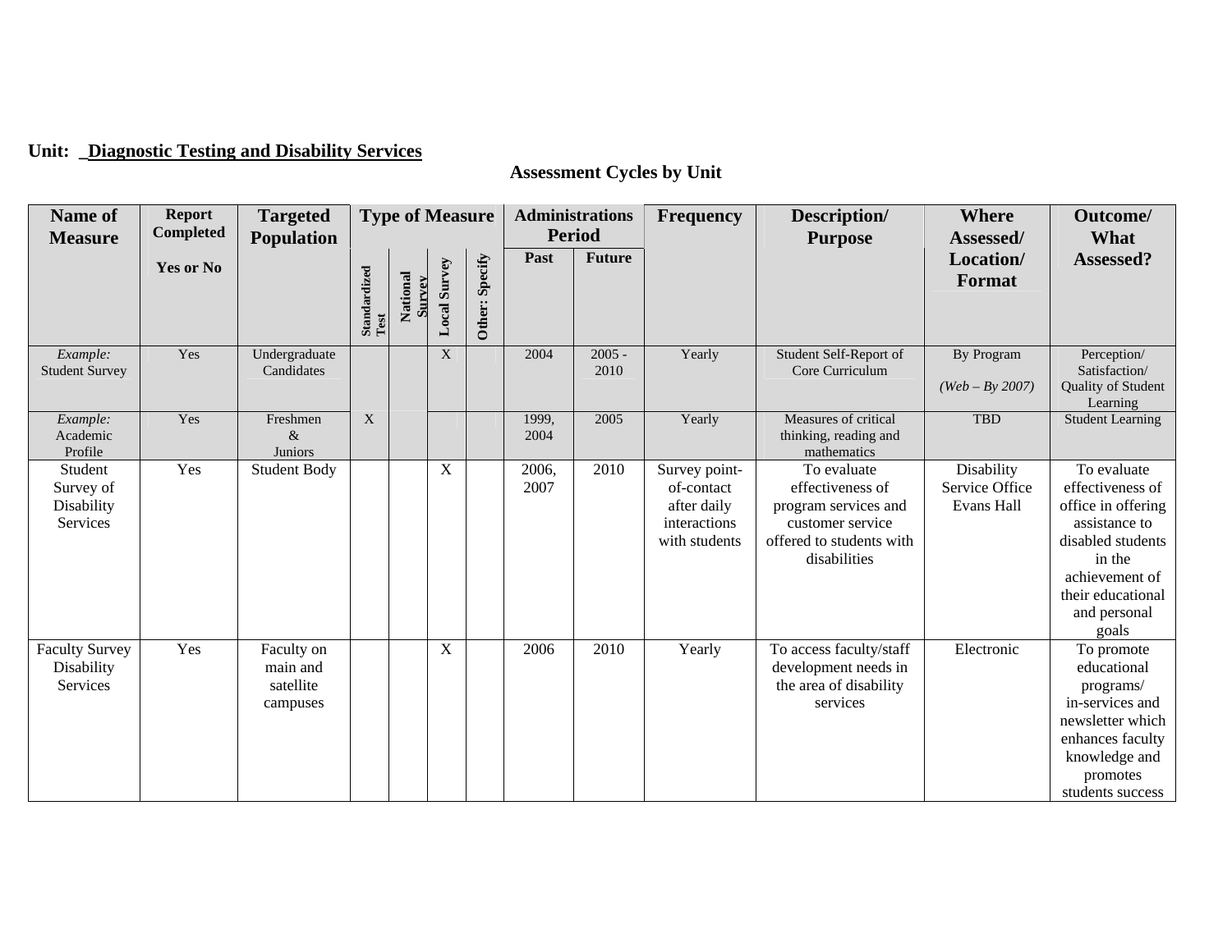**Unit: _Diagnostic Testing and Disability Services**

## Assessment Cycles by Unit

| Name of Measure | Report Completed Yes or No | Targeted Population | Type of Measure | | | | Administrations Period | | Frequency | Description/ Purpose | Where Assessed/ Location/ Format | Outcome/ What Assessed? |
|---|---|---|---|---|---|---|---|---|---|---|---|---|
| | | | Standardized Test | National Survey | Local Survey | Other: Specify | Past | Future | | | | |
| *Example:* Student Survey | Yes | Undergraduate Candidates | | | X | | 2004 | 2005 - 2010 | Yearly | Student Self-Report of Core Curriculum | By Program *(Web – By 2007)* | Perception/ Satisfaction/ Quality of Student Learning |
| *Example:* Academic Profile | Yes | Freshmen & Juniors | X | | | | 1999, 2004 | 2005 | Yearly | Measures of critical thinking, reading and mathematics | TBD | Student Learning |
| Student Survey of Disability Services | Yes | Student Body | | | X | | 2006, 2007 | 2010 | Survey point-of-contact after daily interactions with students | To evaluate effectiveness of program services and customer service offered to students with disabilities | Disability Service Office Evans Hall | To evaluate effectiveness of office in offering assistance to disabled students in the achievement of their educational and personal goals |
| Faculty Survey Disability Services | Yes | Faculty on main and satellite campuses | | | X | | 2006 | 2010 | Yearly | To access faculty/staff development needs in the area of disability services | Electronic | To promote educational programs/ in-services and newsletter which enhances faculty knowledge and promotes students success |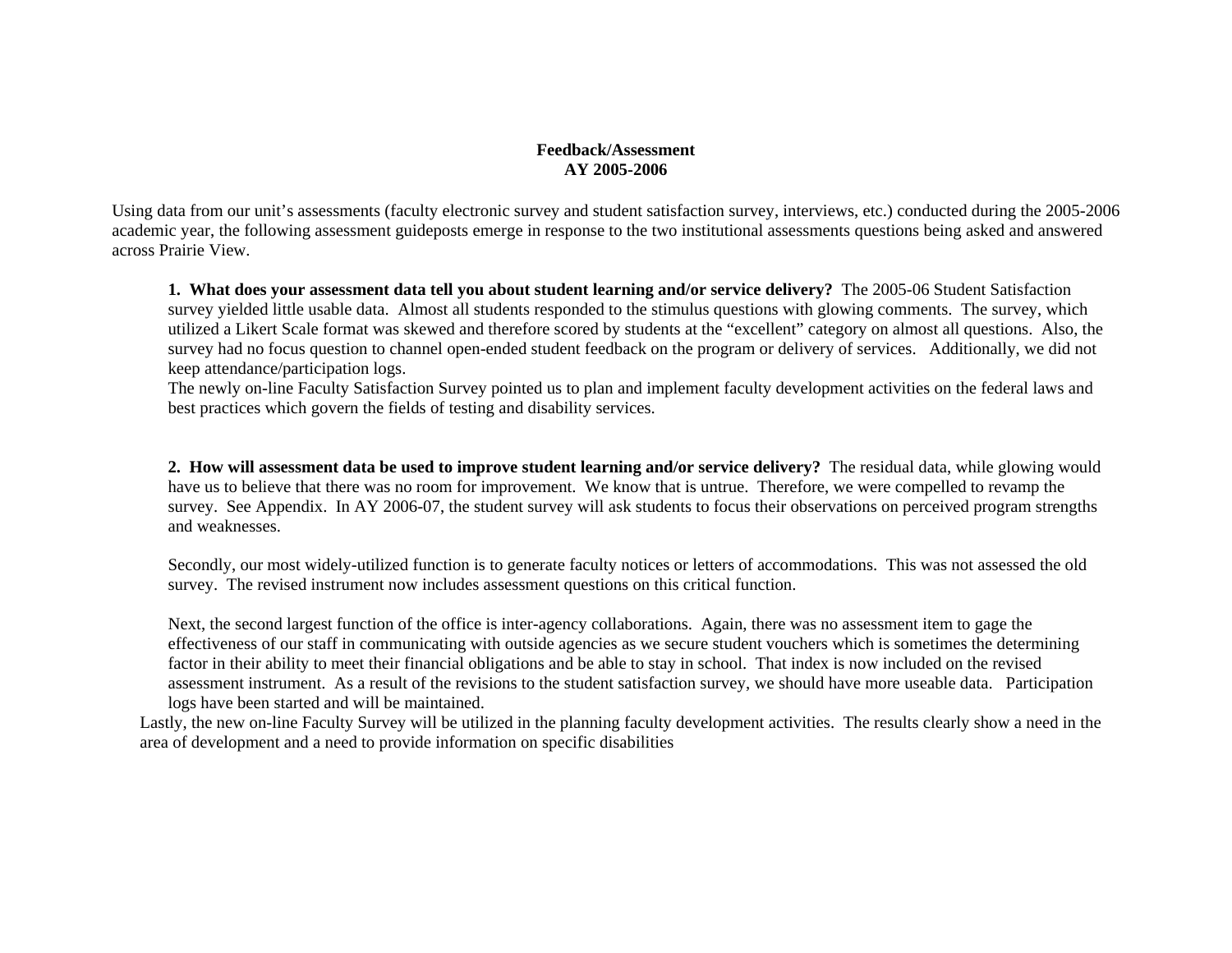**Feedback/Assessment**
**AY 2005-2006**

Using data from our unit's assessments (faculty electronic survey and student satisfaction survey, interviews, etc.) conducted during the 2005-2006 academic year, the following assessment guideposts emerge in response to the two institutional assessments questions being asked and answered across Prairie View.

**1. What does your assessment data tell you about student learning and/or service delivery?** The 2005-06 Student Satisfaction survey yielded little usable data. Almost all students responded to the stimulus questions with glowing comments. The survey, which utilized a Likert Scale format was skewed and therefore scored by students at the "excellent" category on almost all questions. Also, the survey had no focus question to channel open-ended student feedback on the program or delivery of services. Additionally, we did not keep attendance/participation logs.
The newly on-line Faculty Satisfaction Survey pointed us to plan and implement faculty development activities on the federal laws and best practices which govern the fields of testing and disability services.

**2. How will assessment data be used to improve student learning and/or service delivery?** The residual data, while glowing would have us to believe that there was no room for improvement. We know that is untrue. Therefore, we were compelled to revamp the survey. See Appendix. In AY 2006-07, the student survey will ask students to focus their observations on perceived program strengths and weaknesses.

Secondly, our most widely-utilized function is to generate faculty notices or letters of accommodations. This was not assessed the old survey. The revised instrument now includes assessment questions on this critical function.

Next, the second largest function of the office is inter-agency collaborations. Again, there was no assessment item to gage the effectiveness of our staff in communicating with outside agencies as we secure student vouchers which is sometimes the determining factor in their ability to meet their financial obligations and be able to stay in school. That index is now included on the revised assessment instrument. As a result of the revisions to the student satisfaction survey, we should have more useable data. Participation logs have been started and will be maintained.
Lastly, the new on-line Faculty Survey will be utilized in the planning faculty development activities. The results clearly show a need in the area of development and a need to provide information on specific disabilities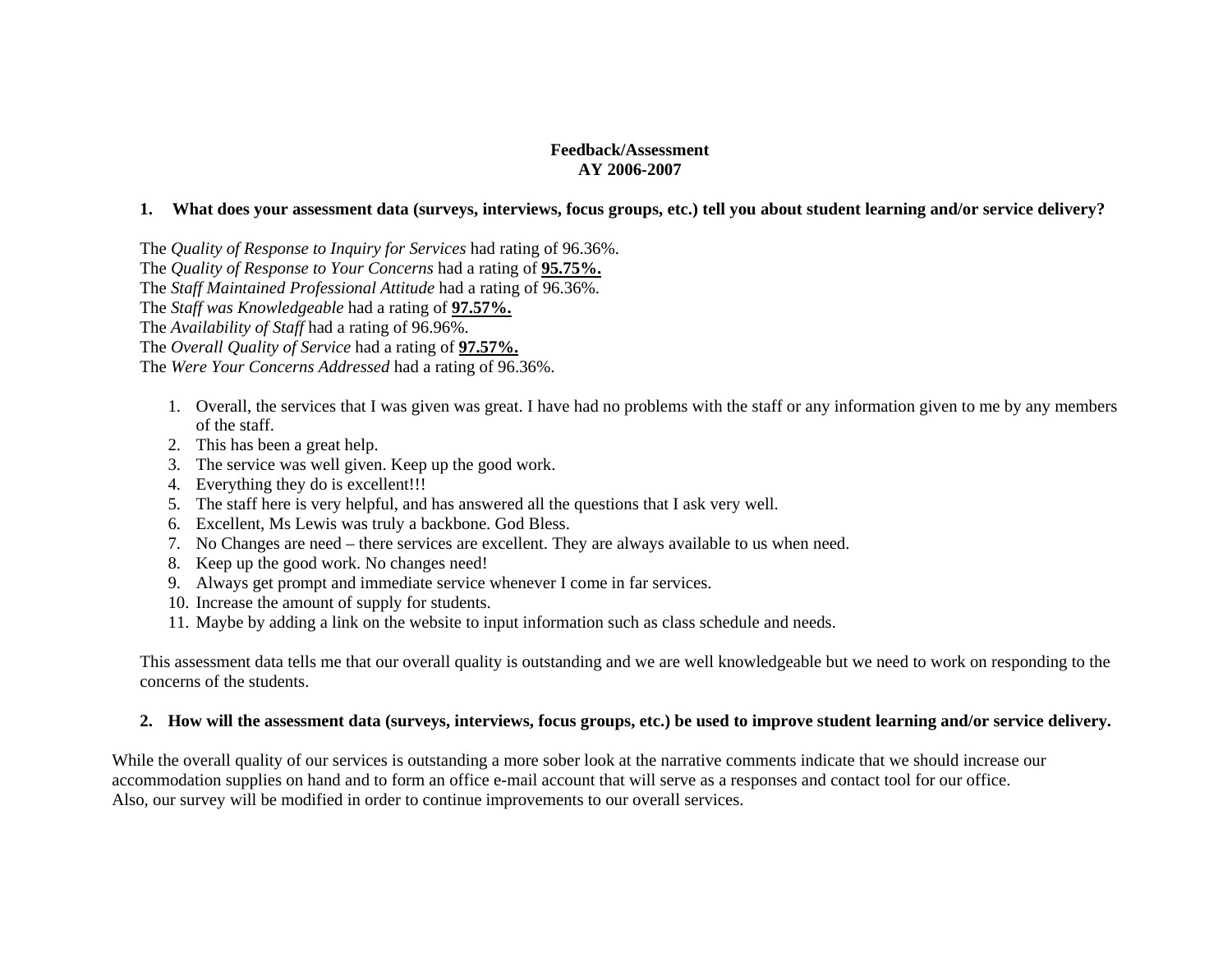**Feedback/Assessment**
**AY 2006-2007**

**1. What does your assessment data (surveys, interviews, focus groups, etc.) tell you about student learning and/or service delivery?**

The *Quality of Response to Inquiry for Services* had rating of 96.36%.
The *Quality of Response to Your Concerns* had a rating of **95.75%.**
The *Staff Maintained Professional Attitude* had a rating of 96.36%.
The *Staff was Knowledgeable* had a rating of **97.57%.**
The *Availability of Staff* had a rating of 96.96%.
The *Overall Quality of Service* had a rating of **97.57%.**
The *Were Your Concerns Addressed* had a rating of 96.36%.

1. Overall, the services that I was given was great. I have had no problems with the staff or any information given to me by any members of the staff.
2. This has been a great help.
3. The service was well given. Keep up the good work.
4. Everything they do is excellent!!!
5. The staff here is very helpful, and has answered all the questions that I ask very well.
6. Excellent, Ms Lewis was truly a backbone. God Bless.
7. No Changes are need – there services are excellent. They are always available to us when need.
8. Keep up the good work. No changes need!
9. Always get prompt and immediate service whenever I come in far services.
10. Increase the amount of supply for students.
11. Maybe by adding a link on the website to input information such as class schedule and needs.

This assessment data tells me that our overall quality is outstanding and we are well knowledgeable but we need to work on responding to the concerns of the students.

**2. How will the assessment data (surveys, interviews, focus groups, etc.) be used to improve student learning and/or service delivery.**

While the overall quality of our services is outstanding a more sober look at the narrative comments indicate that we should increase our accommodation supplies on hand and to form an office e-mail account that will serve as a responses and contact tool for our office.
Also, our survey will be modified in order to continue improvements to our overall services.